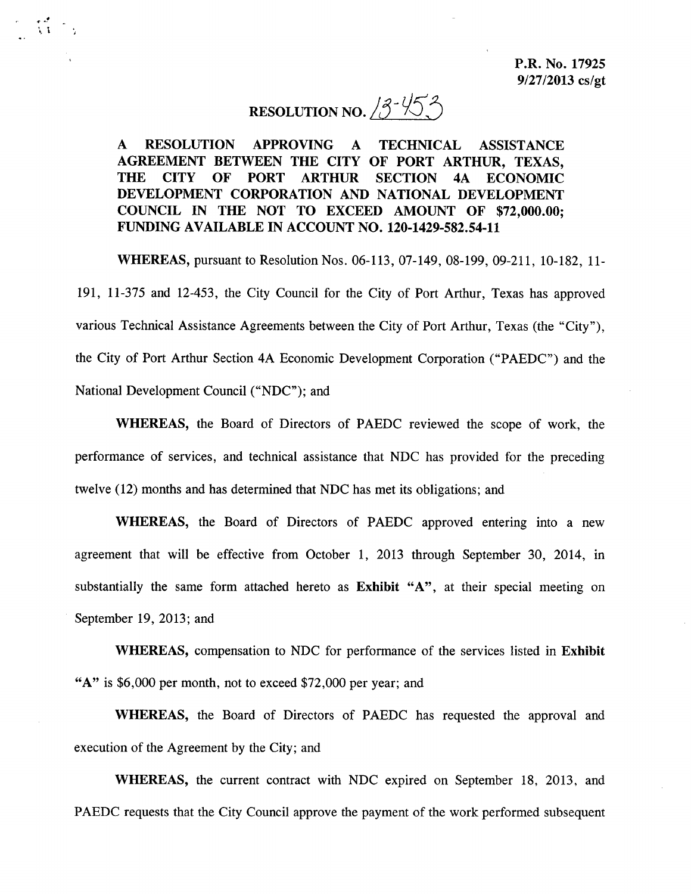P.R. No. 17925
9/27/2013 cs/gt

# RESOLUTION NO. 13-453

**A RESOLUTION APPROVING A TECHNICAL ASSISTANCE AGREEMENT BETWEEN THE CITY OF PORT ARTHUR, TEXAS, THE CITY OF PORT ARTHUR SECTION 4A ECONOMIC DEVELOPMENT CORPORATION AND NATIONAL DEVELOPMENT COUNCIL IN THE NOT TO EXCEED AMOUNT OF $72,000.00; FUNDING AVAILABLE IN ACCOUNT NO. 120-1429-582.54-11**

**WHEREAS,** pursuant to Resolution Nos. 06-113, 07-149, 08-199, 09-211, 10-182, 11-191, 11-375 and 12-453, the City Council for the City of Port Arthur, Texas has approved various Technical Assistance Agreements between the City of Port Arthur, Texas (the "City"), the City of Port Arthur Section 4A Economic Development Corporation ("PAEDC") and the National Development Council ("NDC"); and

**WHEREAS,** the Board of Directors of PAEDC reviewed the scope of work, the performance of services, and technical assistance that NDC has provided for the preceding twelve (12) months and has determined that NDC has met its obligations; and

**WHEREAS,** the Board of Directors of PAEDC approved entering into a new agreement that will be effective from October 1, 2013 through September 30, 2014, in substantially the same form attached hereto as **Exhibit "A"**, at their special meeting on September 19, 2013; and

**WHEREAS,** compensation to NDC for performance of the services listed in **Exhibit "A"** is $6,000 per month, not to exceed $72,000 per year; and

**WHEREAS,** the Board of Directors of PAEDC has requested the approval and execution of the Agreement by the City; and

**WHEREAS,** the current contract with NDC expired on September 18, 2013, and PAEDC requests that the City Council approve the payment of the work performed subsequent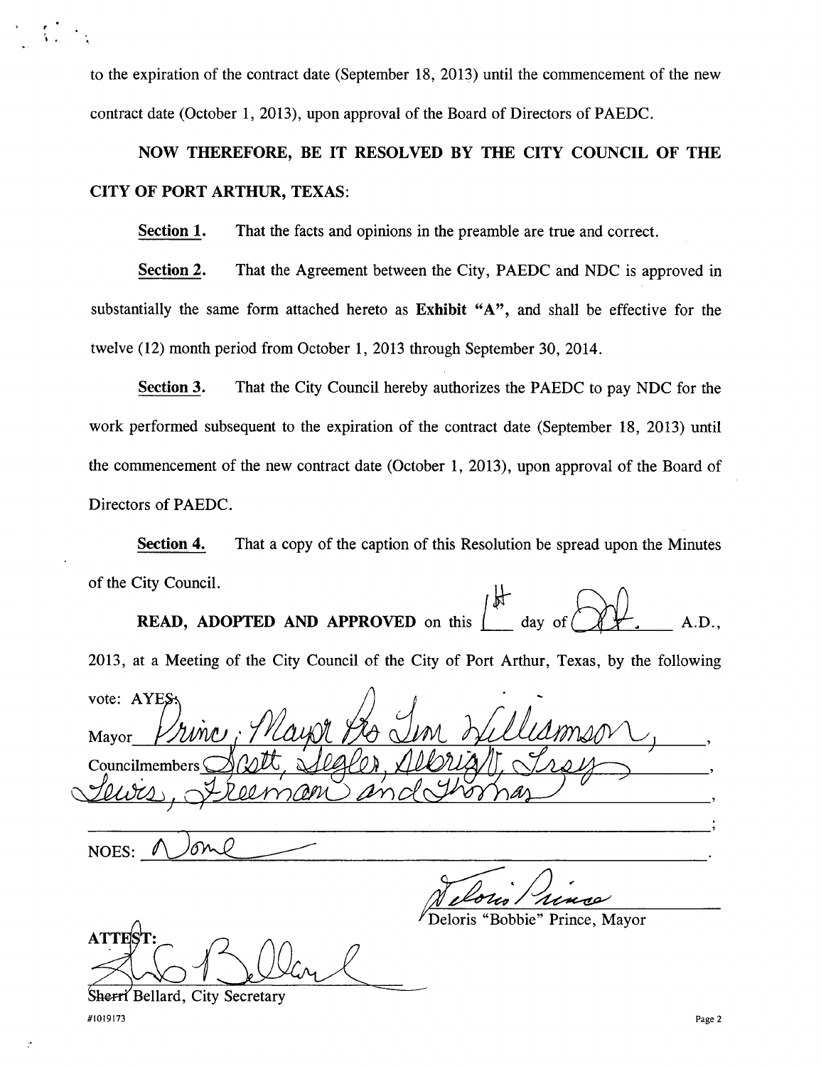to the expiration of the contract date (September 18, 2013) until the commencement of the new contract date (October 1, 2013), upon approval of the Board of Directors of PAEDC.

**NOW THEREFORE, BE IT RESOLVED BY THE CITY COUNCIL OF THE CITY OF PORT ARTHUR, TEXAS:**

**Section 1.** That the facts and opinions in the preamble are true and correct.

**Section 2.** That the Agreement between the City, PAEDC and NDC is approved in substantially the same form attached hereto as **Exhibit "A"**, and shall be effective for the twelve (12) month period from October 1, 2013 through September 30, 2014.

**Section 3.** That the City Council hereby authorizes the PAEDC to pay NDC for the work performed subsequent to the expiration of the contract date (September 18, 2013) until the commencement of the new contract date (October 1, 2013), upon approval of the Board of Directors of PAEDC.

**Section 4.** That a copy of the caption of this Resolution be spread upon the Minutes of the City Council.

**READ, ADOPTED AND APPROVED** on this 1st day of Oct. A.D., 2013, at a Meeting of the City Council of the City of Port Arthur, Texas, by the following vote: AYES:

Mayor Prince, Mayor Pro Tem Williamson,

Councilmembers Scott, Segler, Albright, Troy

Lewis, Freeman and Thomas;

NOES: None.

Deloris "Bobbie" Prince, Mayor

ATTEST:

Sherri Bellard, City Secretary

#1019173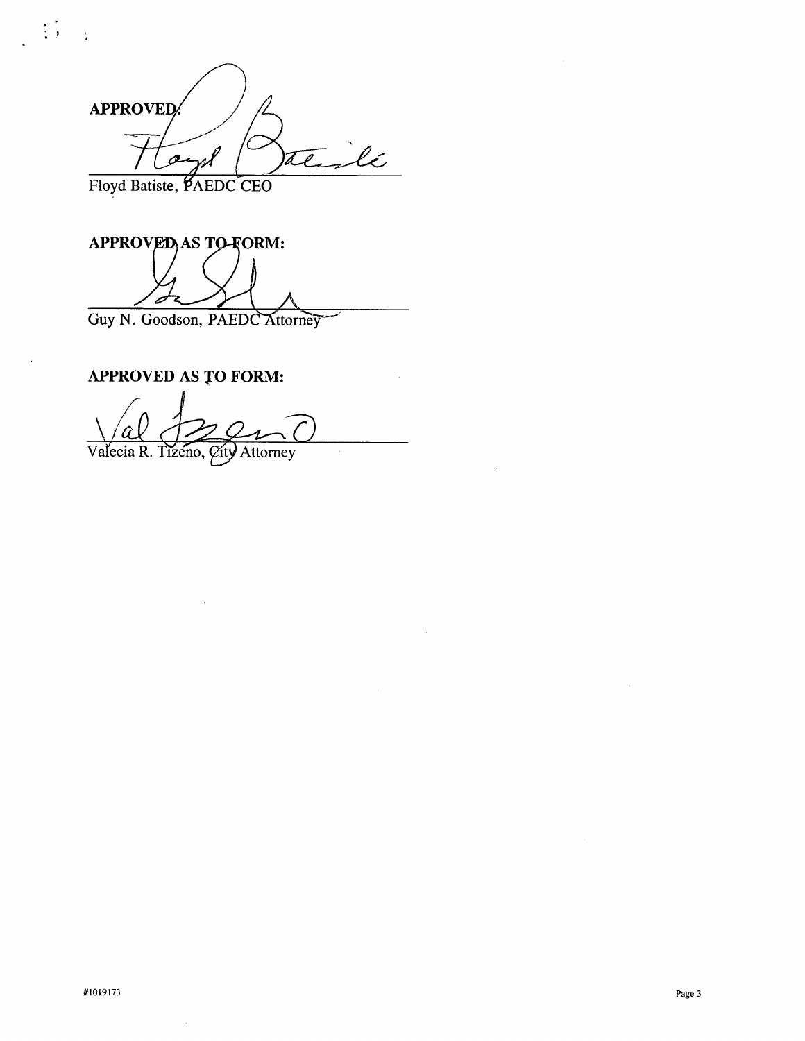**APPROVED:**

Floyd Batiste, PAEDC CEO

**APPROVED AS TO FORM:**

Guy N. Goodson, PAEDC Attorney

**APPROVED AS TO FORM:**

Valecia R. Tizeno, City Attorney

#1019173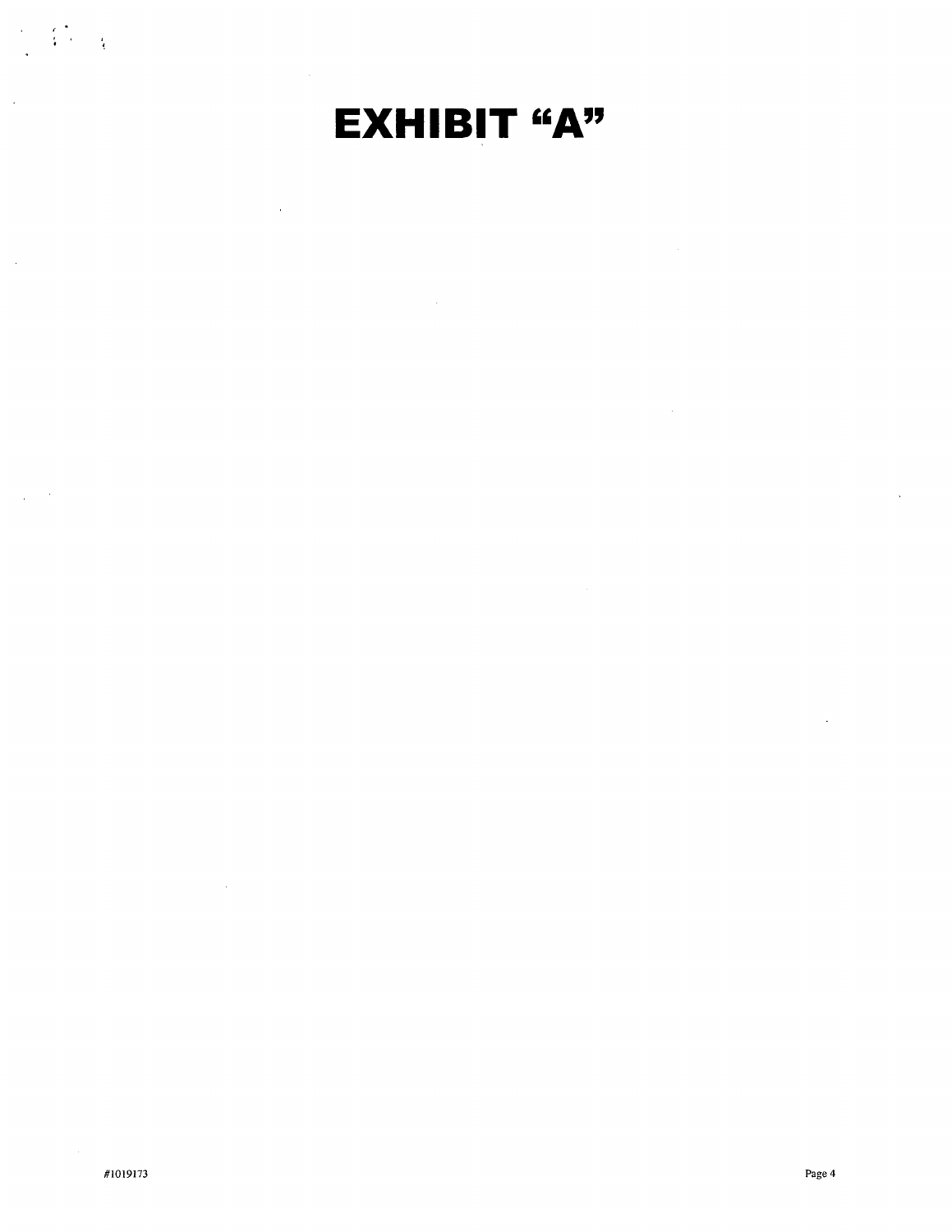# EXHIBIT "A"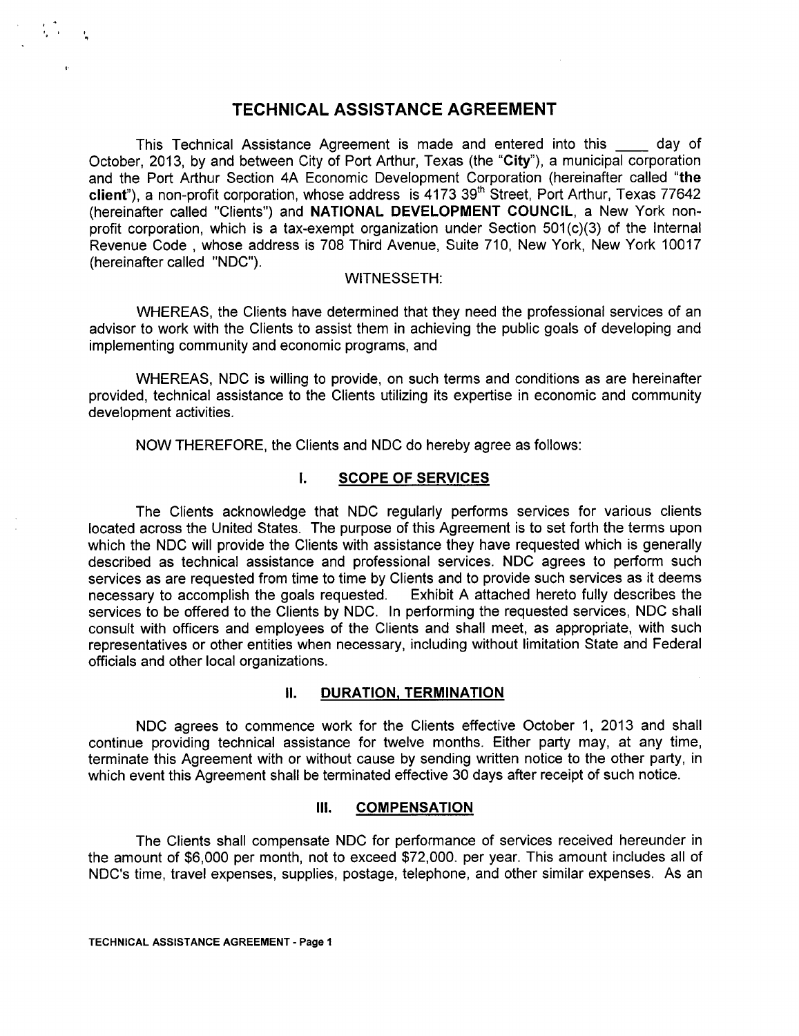# TECHNICAL ASSISTANCE AGREEMENT

This Technical Assistance Agreement is made and entered into this ____ day of October, 2013, by and between City of Port Arthur, Texas (the "**City**"), a municipal corporation and the Port Arthur Section 4A Economic Development Corporation (hereinafter called "**the client**"), a non-profit corporation, whose address is 4173 39th Street, Port Arthur, Texas 77642 (hereinafter called "Clients") and **NATIONAL DEVELOPMENT COUNCIL**, a New York non-profit corporation, which is a tax-exempt organization under Section 501(c)(3) of the Internal Revenue Code , whose address is 708 Third Avenue, Suite 710, New York, New York 10017 (hereinafter called "NDC").

WITNESSETH:

WHEREAS, the Clients have determined that they need the professional services of an advisor to work with the Clients to assist them in achieving the public goals of developing and implementing community and economic programs, and

WHEREAS, NDC is willing to provide, on such terms and conditions as are hereinafter provided, technical assistance to the Clients utilizing its expertise in economic and community development activities.

NOW THEREFORE, the Clients and NDC do hereby agree as follows:

## I. SCOPE OF SERVICES

The Clients acknowledge that NDC regularly performs services for various clients located across the United States. The purpose of this Agreement is to set forth the terms upon which the NDC will provide the Clients with assistance they have requested which is generally described as technical assistance and professional services. NDC agrees to perform such services as are requested from time to time by Clients and to provide such services as it deems necessary to accomplish the goals requested. Exhibit A attached hereto fully describes the services to be offered to the Clients by NDC. In performing the requested services, NDC shall consult with officers and employees of the Clients and shall meet, as appropriate, with such representatives or other entities when necessary, including without limitation State and Federal officials and other local organizations.

## II. DURATION, TERMINATION

NDC agrees to commence work for the Clients effective October 1, 2013 and shall continue providing technical assistance for twelve months. Either party may, at any time, terminate this Agreement with or without cause by sending written notice to the other party, in which event this Agreement shall be terminated effective 30 days after receipt of such notice.

## III. COMPENSATION

The Clients shall compensate NDC for performance of services received hereunder in the amount of $6,000 per month, not to exceed $72,000. per year. This amount includes all of NDC's time, travel expenses, supplies, postage, telephone, and other similar expenses. As an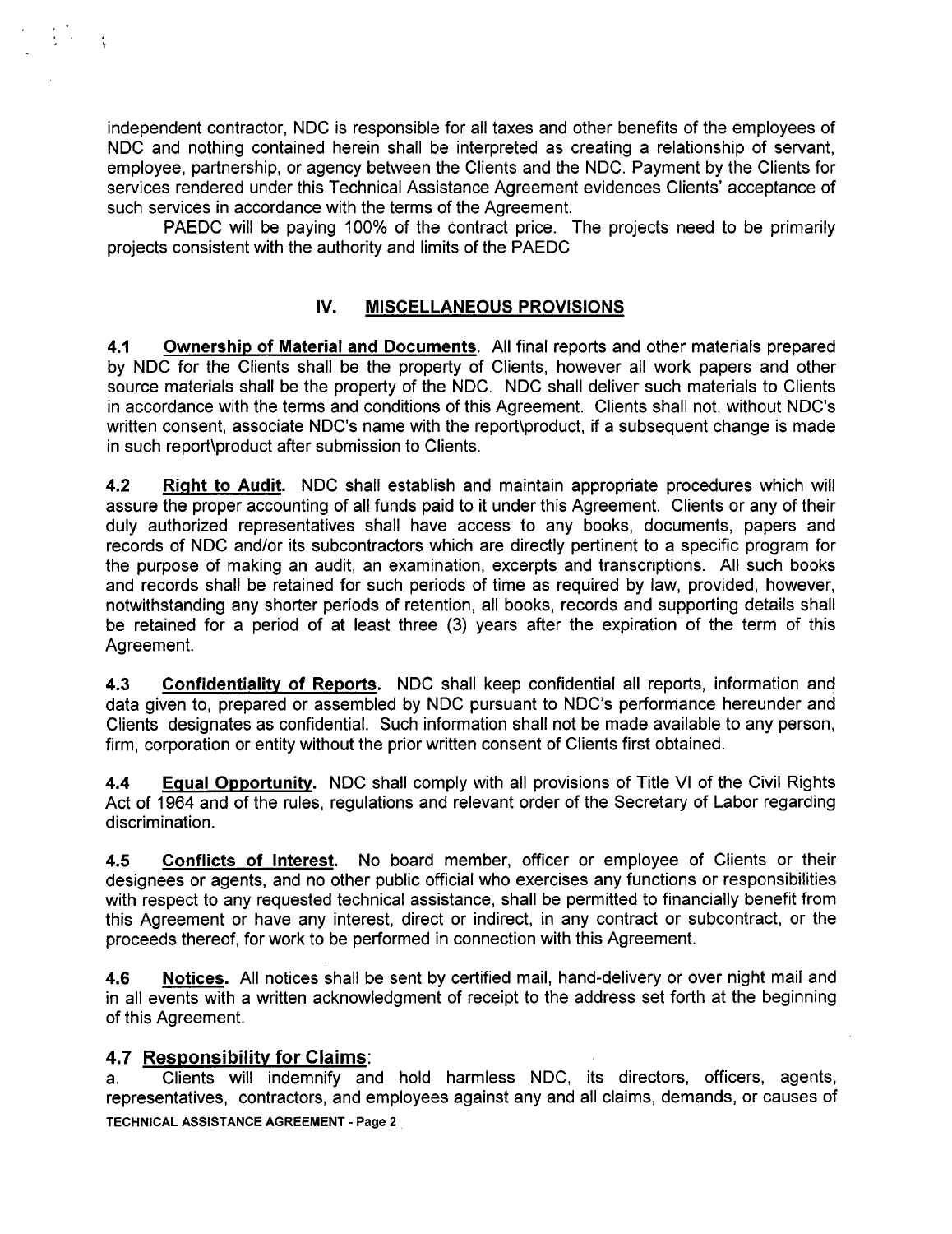independent contractor, NDC is responsible for all taxes and other benefits of the employees of NDC and nothing contained herein shall be interpreted as creating a relationship of servant, employee, partnership, or agency between the Clients and the NDC. Payment by the Clients for services rendered under this Technical Assistance Agreement evidences Clients' acceptance of such services in accordance with the terms of the Agreement.

PAEDC will be paying 100% of the contract price. The projects need to be primarily projects consistent with the authority and limits of the PAEDC

## IV. MISCELLANEOUS PROVISIONS

**4.1 Ownership of Material and Documents**. All final reports and other materials prepared by NDC for the Clients shall be the property of Clients, however all work papers and other source materials shall be the property of the NDC. NDC shall deliver such materials to Clients in accordance with the terms and conditions of this Agreement. Clients shall not, without NDC's written consent, associate NDC's name with the report\product, if a subsequent change is made in such report\product after submission to Clients.

**4.2 Right to Audit.** NDC shall establish and maintain appropriate procedures which will assure the proper accounting of all funds paid to it under this Agreement. Clients or any of their duly authorized representatives shall have access to any books, documents, papers and records of NDC and/or its subcontractors which are directly pertinent to a specific program for the purpose of making an audit, an examination, excerpts and transcriptions. All such books and records shall be retained for such periods of time as required by law, provided, however, notwithstanding any shorter periods of retention, all books, records and supporting details shall be retained for a period of at least three (3) years after the expiration of the term of this Agreement.

**4.3 Confidentiality of Reports.** NDC shall keep confidential all reports, information and data given to, prepared or assembled by NDC pursuant to NDC's performance hereunder and Clients designates as confidential. Such information shall not be made available to any person, firm, corporation or entity without the prior written consent of Clients first obtained.

**4.4 Equal Opportunity.** NDC shall comply with all provisions of Title VI of the Civil Rights Act of 1964 and of the rules, regulations and relevant order of the Secretary of Labor regarding discrimination.

**4.5 Conflicts of Interest.** No board member, officer or employee of Clients or their designees or agents, and no other public official who exercises any functions or responsibilities with respect to any requested technical assistance, shall be permitted to financially benefit from this Agreement or have any interest, direct or indirect, in any contract or subcontract, or the proceeds thereof, for work to be performed in connection with this Agreement.

**4.6 Notices.** All notices shall be sent by certified mail, hand-delivery or over night mail and in all events with a written acknowledgment of receipt to the address set forth at the beginning of this Agreement.

### 4.7 Responsibility for Claims:

a. Clients will indemnify and hold harmless NDC, its directors, officers, agents, representatives, contractors, and employees against any and all claims, demands, or causes of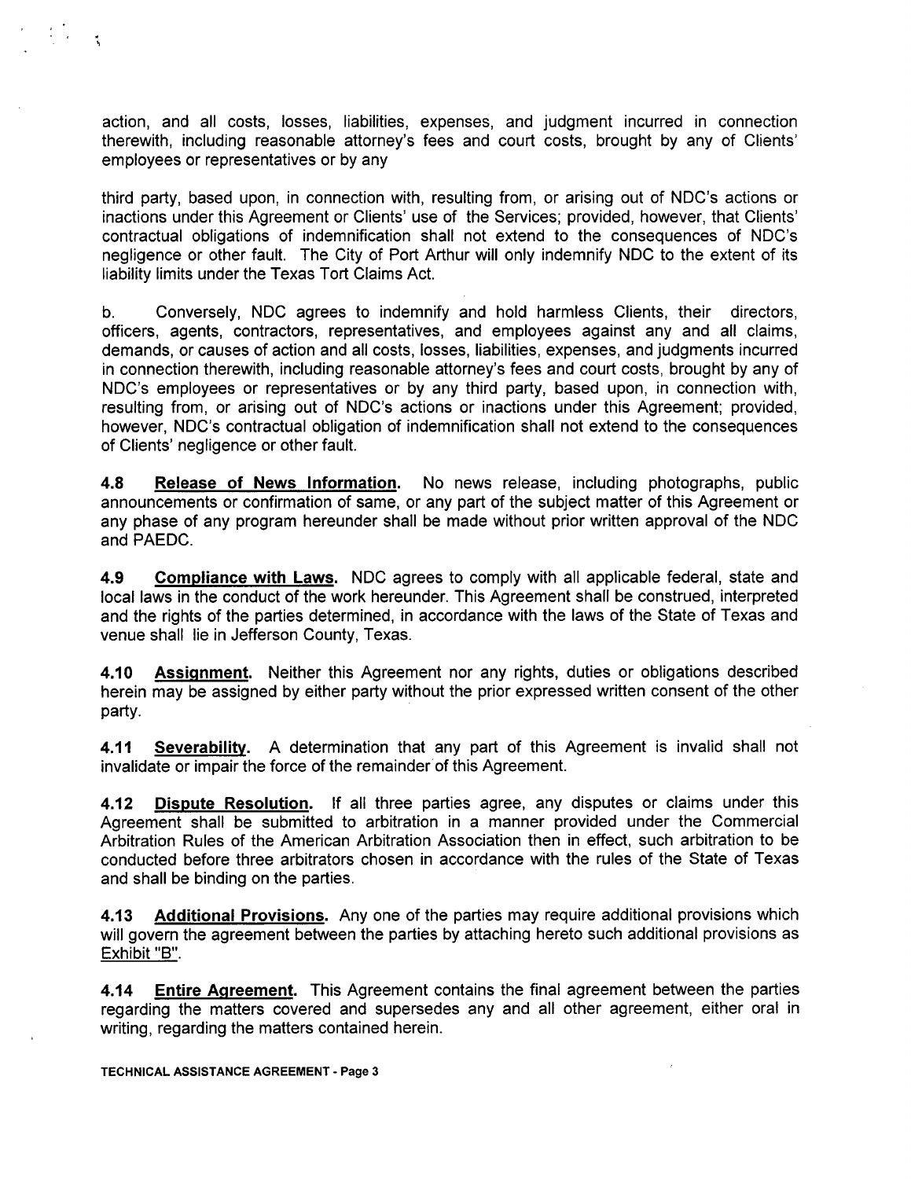action, and all costs, losses, liabilities, expenses, and judgment incurred in connection therewith, including reasonable attorney's fees and court costs, brought by any of Clients' employees or representatives or by any

third party, based upon, in connection with, resulting from, or arising out of NDC's actions or inactions under this Agreement or Clients' use of the Services; provided, however, that Clients' contractual obligations of indemnification shall not extend to the consequences of NDC's negligence or other fault. The City of Port Arthur will only indemnify NDC to the extent of its liability limits under the Texas Tort Claims Act.

b. Conversely, NDC agrees to indemnify and hold harmless Clients, their directors, officers, agents, contractors, representatives, and employees against any and all claims, demands, or causes of action and all costs, losses, liabilities, expenses, and judgments incurred in connection therewith, including reasonable attorney's fees and court costs, brought by any of NDC's employees or representatives or by any third party, based upon, in connection with, resulting from, or arising out of NDC's actions or inactions under this Agreement; provided, however, NDC's contractual obligation of indemnification shall not extend to the consequences of Clients' negligence or other fault.

**4.8 Release of News Information.** No news release, including photographs, public announcements or confirmation of same, or any part of the subject matter of this Agreement or any phase of any program hereunder shall be made without prior written approval of the NDC and PAEDC.

**4.9 Compliance with Laws.** NDC agrees to comply with all applicable federal, state and local laws in the conduct of the work hereunder. This Agreement shall be construed, interpreted and the rights of the parties determined, in accordance with the laws of the State of Texas and venue shall lie in Jefferson County, Texas.

**4.10 Assignment.** Neither this Agreement nor any rights, duties or obligations described herein may be assigned by either party without the prior expressed written consent of the other party.

**4.11 Severability.** A determination that any part of this Agreement is invalid shall not invalidate or impair the force of the remainder of this Agreement.

**4.12 Dispute Resolution.** If all three parties agree, any disputes or claims under this Agreement shall be submitted to arbitration in a manner provided under the Commercial Arbitration Rules of the American Arbitration Association then in effect, such arbitration to be conducted before three arbitrators chosen in accordance with the rules of the State of Texas and shall be binding on the parties.

**4.13 Additional Provisions.** Any one of the parties may require additional provisions which will govern the agreement between the parties by attaching hereto such additional provisions as Exhibit "B".

**4.14 Entire Agreement.** This Agreement contains the final agreement between the parties regarding the matters covered and supersedes any and all other agreement, either oral in writing, regarding the matters contained herein.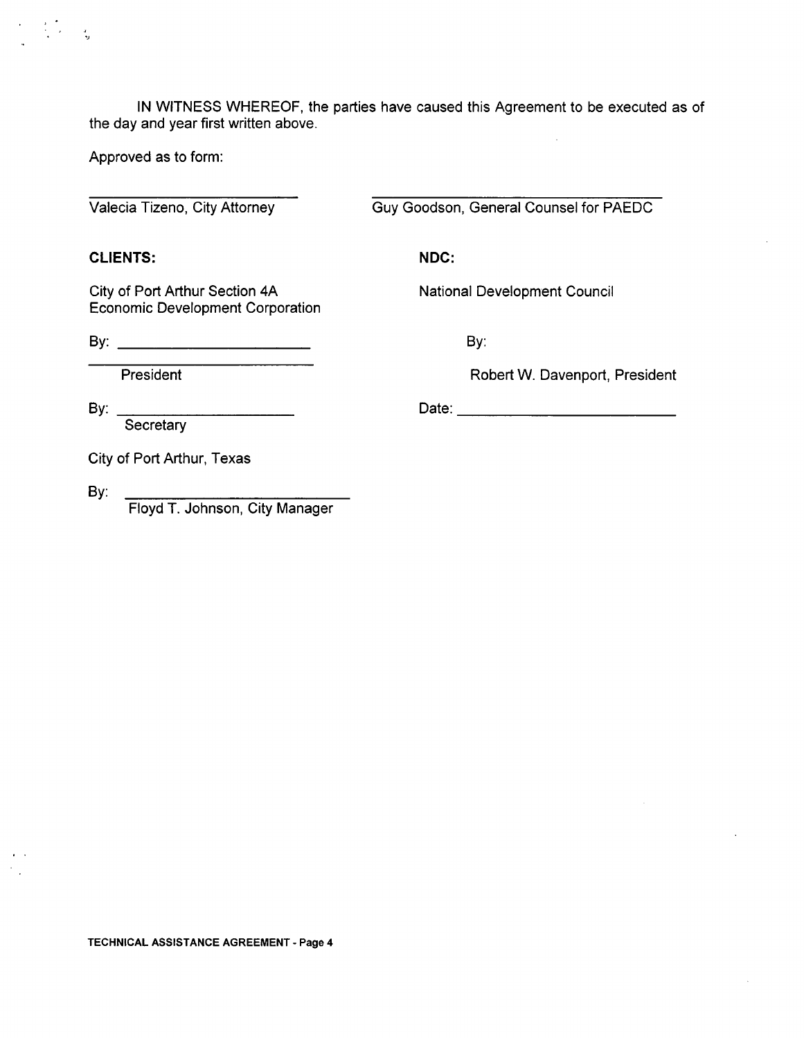IN WITNESS WHEREOF, the parties have caused this Agreement to be executed as of the day and year first written above.

Approved as to form:

| | |
|---|---|
| ____________________________ | ____________________________________ |
| Valecia Tizeno, City Attorney | Guy Goodson, General Counsel for PAEDC |

| | |
|---|---|
| **CLIENTS:** | **NDC:** |
| City of Port Arthur Section 4A Economic Development Corporation | National Development Council |
| By: ________________________ | By: |
| President | Robert W. Davenport, President |
| By: ______________________ Secretary | Date: ___________________________ |

City of Port Arthur, Texas

By: ____________________________
Floyd T. Johnson, City Manager

TECHNICAL ASSISTANCE AGREEMENT - Page 4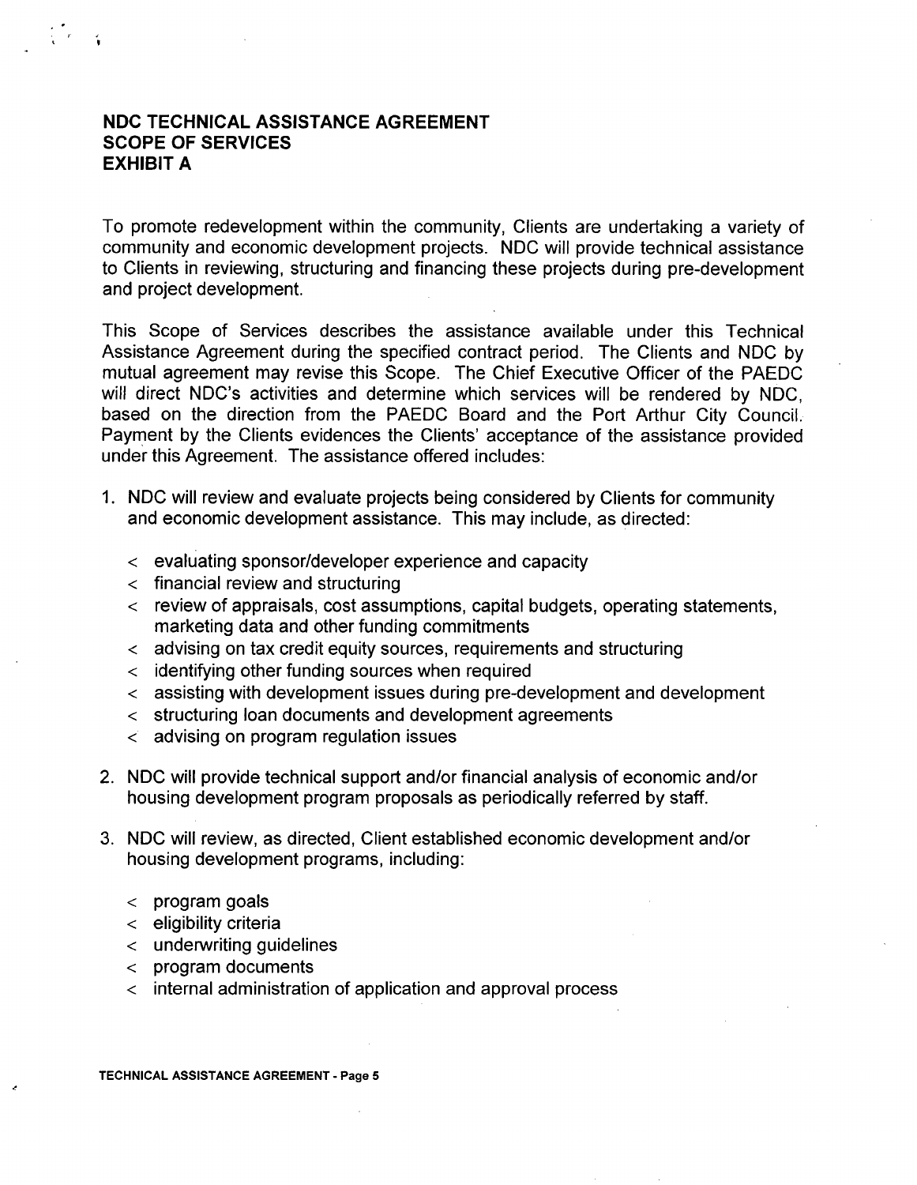**NDC TECHNICAL ASSISTANCE AGREEMENT**
**SCOPE OF SERVICES**
**EXHIBIT A**

To promote redevelopment within the community, Clients are undertaking a variety of community and economic development projects. NDC will provide technical assistance to Clients in reviewing, structuring and financing these projects during pre-development and project development.

This Scope of Services describes the assistance available under this Technical Assistance Agreement during the specified contract period. The Clients and NDC by mutual agreement may revise this Scope. The Chief Executive Officer of the PAEDC will direct NDC's activities and determine which services will be rendered by NDC, based on the direction from the PAEDC Board and the Port Arthur City Council. Payment by the Clients evidences the Clients' acceptance of the assistance provided under this Agreement. The assistance offered includes:

1. NDC will review and evaluate projects being considered by Clients for community and economic development assistance. This may include, as directed:

   - evaluating sponsor/developer experience and capacity
   - financial review and structuring
   - review of appraisals, cost assumptions, capital budgets, operating statements, marketing data and other funding commitments
   - advising on tax credit equity sources, requirements and structuring
   - identifying other funding sources when required
   - assisting with development issues during pre-development and development
   - structuring loan documents and development agreements
   - advising on program regulation issues

2. NDC will provide technical support and/or financial analysis of economic and/or housing development program proposals as periodically referred by staff.

3. NDC will review, as directed, Client established economic development and/or housing development programs, including:

   - program goals
   - eligibility criteria
   - underwriting guidelines
   - program documents
   - internal administration of application and approval process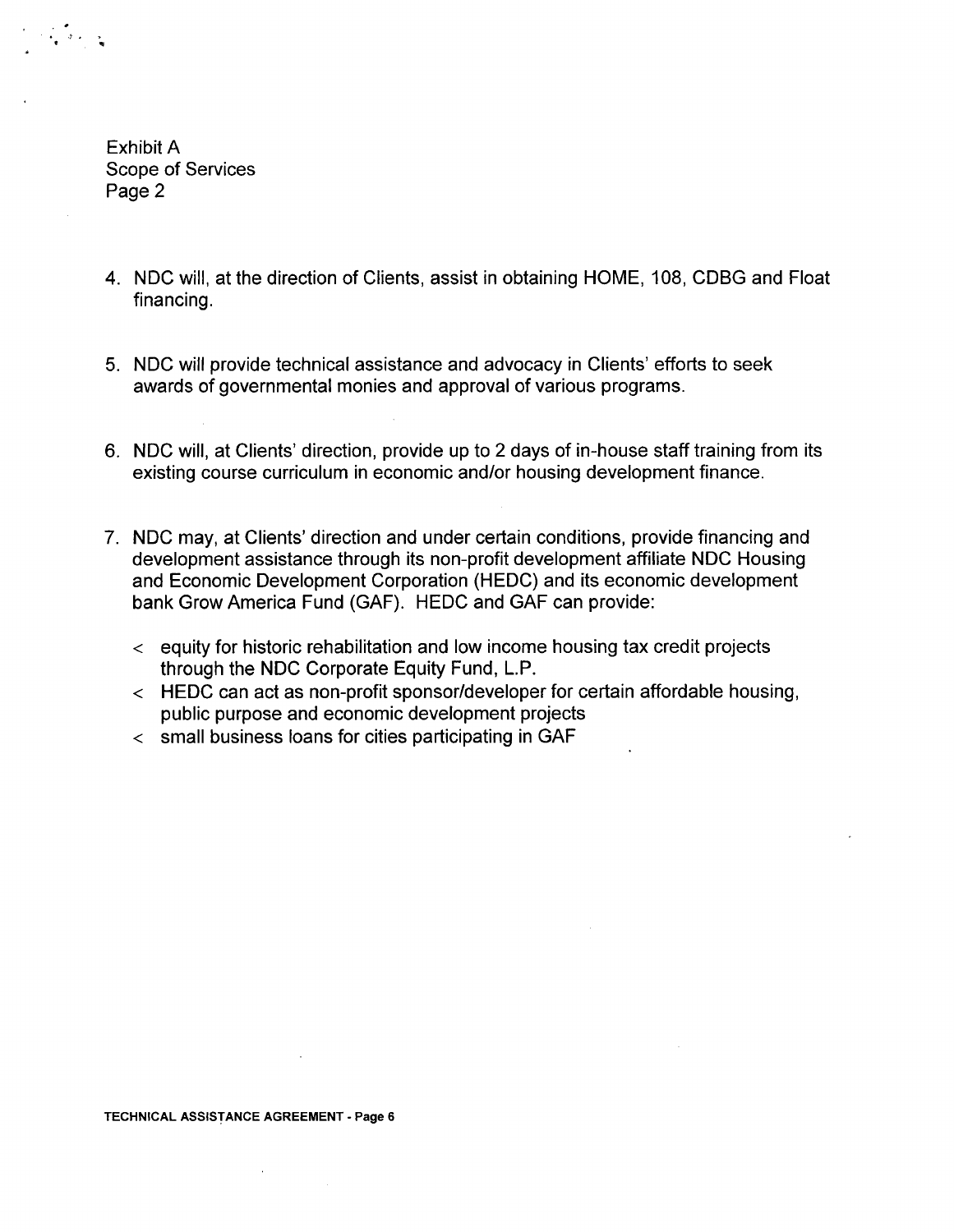Exhibit A
Scope of Services
Page 2

4. NDC will, at the direction of Clients, assist in obtaining HOME, 108, CDBG and Float financing.

5. NDC will provide technical assistance and advocacy in Clients' efforts to seek awards of governmental monies and approval of various programs.

6. NDC will, at Clients' direction, provide up to 2 days of in-house staff training from its existing course curriculum in economic and/or housing development finance.

7. NDC may, at Clients' direction and under certain conditions, provide financing and development assistance through its non-profit development affiliate NDC Housing and Economic Development Corporation (HEDC) and its economic development bank Grow America Fund (GAF). HEDC and GAF can provide:

   - equity for historic rehabilitation and low income housing tax credit projects through the NDC Corporate Equity Fund, L.P.
   - HEDC can act as non-profit sponsor/developer for certain affordable housing, public purpose and economic development projects
   - small business loans for cities participating in GAF

TECHNICAL ASSISTANCE AGREEMENT - Page 6